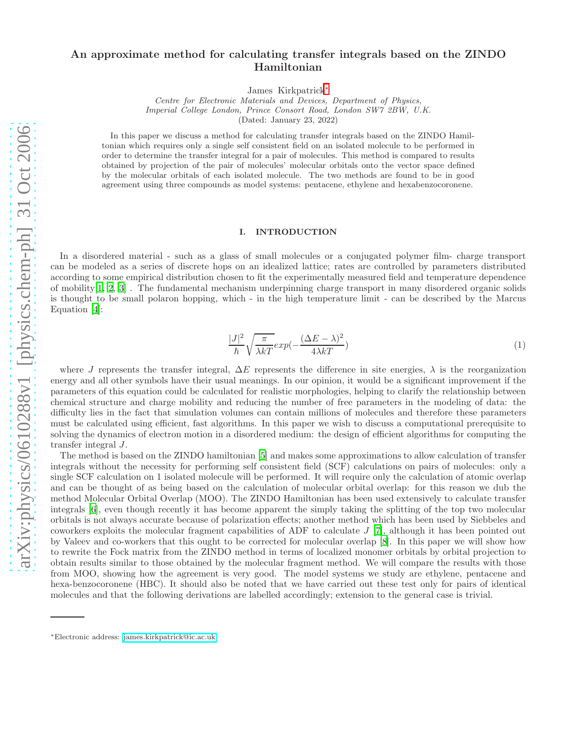# An approximate method for calculating transfer integrals based on the ZINDO Hamiltonian

James Kirkpatrick[*]

*Centre for Electronic Materials and Devices, Department of Physics, Imperial College London, Prince Consort Road, London SW7 2BW, U.K.*

(Dated: January 23, 2022)

In this paper we discuss a method for calculating transfer integrals based on the ZINDO Hamiltonian which requires only a single self consistent field on an isolated molecule to be performed in order to determine the transfer integral for a pair of molecules. This method is compared to results obtained by projection of the pair of molecules' molecular orbitals onto the vector space defined by the molecular orbitals of each isolated molecule. The two methods are found to be in good agreement using three compounds as model systems: pentacene, ethylene and hexabenzocoronene.

## I. INTRODUCTION

In a disordered material - such as a glass of small molecules or a conjugated polymer film- charge transport can be modeled as a series of discrete hops on an idealized lattice; rates are controlled by parameters distributed according to some empirical distribution chosen to fit the experimentally measured field and temperature dependence of mobility[1, 2, 3] . The fundamental mechanism underpinning charge transport in many disordered organic solids is thought to be small polaron hopping, which - in the high temperature limit - can be described by the Marcus Equation [4]:

$$\frac{|J|^2}{\hbar}\sqrt{\frac{\pi}{\lambda kT}}exp(-\frac{(\Delta E-\lambda)^2}{4\lambda kT}) \tag{1}$$

where $J$ represents the transfer integral, $\Delta E$ represents the difference in site energies, $\lambda$ is the reorganization energy and all other symbols have their usual meanings. In our opinion, it would be a significant improvement if the parameters of this equation could be calculated for realistic morphologies, helping to clarify the relationship between chemical structure and charge mobility and reducing the number of free parameters in the modeling of data: the difficulty lies in the fact that simulation volumes can contain millions of molecules and therefore these parameters must be calculated using efficient, fast algorithms. In this paper we wish to discuss a computational prerequisite to solving the dynamics of electron motion in a disordered medium: the design of efficient algorithms for computing the transfer integral $J$.

The method is based on the ZINDO hamiltonian [5] and makes some approximations to allow calculation of transfer integrals without the necessity for performing self consistent field (SCF) calculations on pairs of molecules: only a single SCF calculation on 1 isolated molecule will be performed. It will require only the calculation of atomic overlap and can be thought of as being based on the calculation of molecular orbital overlap: for this reason we dub the method Molecular Orbital Overlap (MOO). The ZINDO Hamiltonian has been used extensively to calculate transfer integrals [6], even though recently it has become apparent the simply taking the splitting of the top two molecular orbitals is not always accurate because of polarization effects; another method which has been used by Siebbeles and coworkers exploits the molecular fragment capabilities of ADF to calculate $J$ [7], although it has been pointed out by Valeev and co-workers that this ought to be corrected for molecular overlap [8]. In this paper we will show how to rewrite the Fock matrix from the ZINDO method in terms of localized monomer orbitals by orbital projection to obtain results similar to those obtained by the molecular fragment method. We will compare the results with those from MOO, showing how the agreement is very good. The model systems we study are ethylene, pentacene and hexa-benzocoronene (HBC). It should also be noted that we have carried out these test only for pairs of identical molecules and that the following derivations are labelled accordingly; extension to the general case is trivial.

[*]Electronic address: james.kirkpatrick@ic.ac.uk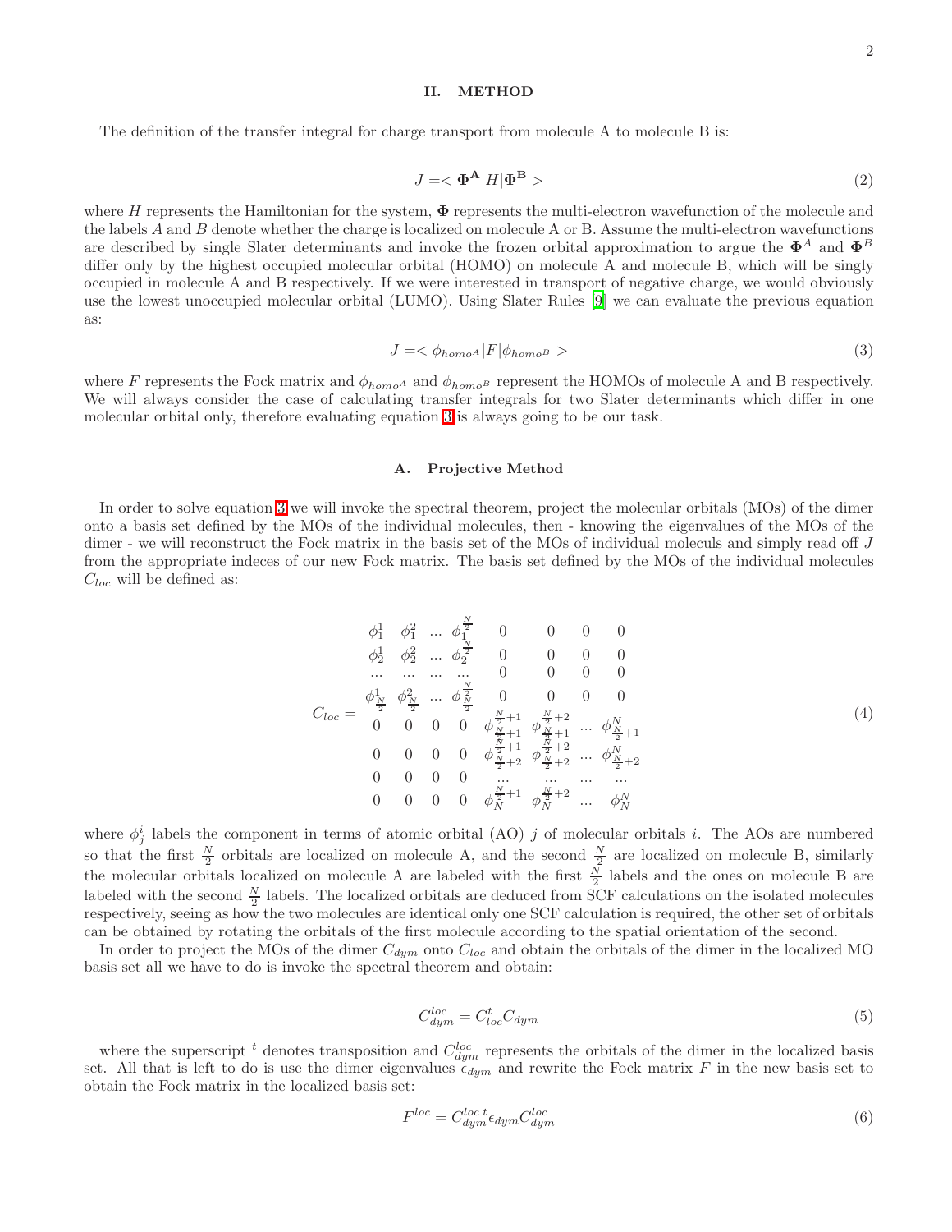## II. METHOD

The definition of the transfer integral for charge transport from molecule A to molecule B is:

$$J = <\mathbf{\Phi^A}|H|\mathbf{\Phi^B}> \tag{2}$$

where $H$ represents the Hamiltonian for the system, $\mathbf{\Phi}$ represents the multi-electron wavefunction of the molecule and the labels $A$ and $B$ denote whether the charge is localized on molecule A or B. Assume the multi-electron wavefunctions are described by single Slater determinants and invoke the frozen orbital approximation to argue the $\mathbf{\Phi}^A$ and $\mathbf{\Phi}^B$ differ only by the highest occupied molecular orbital (HOMO) on molecule A and molecule B, which will be singly occupied in molecule A and B respectively. If we were interested in transport of negative charge, we would obviously use the lowest unoccupied molecular orbital (LUMO). Using Slater Rules [9] we can evaluate the previous equation as:

$$J = <\phi_{homo^A}|F|\phi_{homo^B}> \tag{3}$$

where $F$ represents the Fock matrix and $\phi_{homo^A}$ and $\phi_{homo^B}$ represent the HOMOs of molecule A and B respectively. We will always consider the case of calculating transfer integrals for two Slater determinants which differ in one molecular orbital only, therefore evaluating equation 3 is always going to be our task.

### A. Projective Method

In order to solve equation 3 we will invoke the spectral theorem, project the molecular orbitals (MOs) of the dimer onto a basis set defined by the MOs of the individual molecules, then - knowing the eigenvalues of the MOs of the dimer - we will reconstruct the Fock matrix in the basis set of the MOs of individual moleculs and simply read off $J$ from the appropriate indeces of our new Fock matrix. The basis set defined by the MOs of the individual molecules $C_{loc}$ will be defined as:

$$C_{loc} = \begin{array}{cccccccc}
\phi_1^1 & \phi_1^2 & ... & \phi_1^{\frac{N}{2}} & 0 & 0 & 0 & 0 \\
\phi_2^1 & \phi_2^2 & ... & \phi_2^{\frac{N}{2}} & 0 & 0 & 0 & 0 \\
... & ... & ... & ... & 0 & 0 & 0 & 0 \\
\phi_{\frac{N}{2}}^1 & \phi_{\frac{N}{2}}^2 & ... & \phi_{\frac{N}{2}}^{\frac{N}{2}} & 0 & 0 & 0 & 0 \\
0 & 0 & 0 & 0 & \phi_{\frac{N}{2}+1}^{\frac{N}{2}+1} & \phi_{\frac{N}{2}+1}^{\frac{N}{2}+2} & ... & \phi_{\frac{N}{2}+1}^{N} \\
0 & 0 & 0 & 0 & \phi_{\frac{N}{2}+2}^{\frac{N}{2}+1} & \phi_{\frac{N}{2}+2}^{\frac{N}{2}+2} & ... & \phi_{\frac{N}{2}+2}^{N} \\
0 & 0 & 0 & 0 & ... & ... & ... & ... \\
0 & 0 & 0 & 0 & \phi_{N}^{\frac{N}{2}+1} & \phi_{N}^{\frac{N}{2}+2} & ... & \phi_{N}^{N}
\end{array} \tag{4}$$

where $\phi_j^i$ labels the component in terms of atomic orbital (AO) $j$ of molecular orbitals $i$. The AOs are numbered so that the first $\frac{N}{2}$ orbitals are localized on molecule A, and the second $\frac{N}{2}$ are localized on molecule B, similarly the molecular orbitals localized on molecule A are labeled with the first $\frac{N}{2}$ labels and the ones on molecule B are labeled with the second $\frac{N}{2}$ labels. The localized orbitals are deduced from SCF calculations on the isolated molecules respectively, seeing as how the two molecules are identical only one SCF calculation is required, the other set of orbitals can be obtained by rotating the orbitals of the first molecule according to the spatial orientation of the second.

In order to project the MOs of the dimer $C_{dym}$ onto $C_{loc}$ and obtain the orbitals of the dimer in the localized MO basis set all we have to do is invoke the spectral theorem and obtain:

$$C_{dym}^{loc} = C_{loc}^t C_{dym} \tag{5}$$

where the superscript $^t$ denotes transposition and $C_{dym}^{loc}$ represents the orbitals of the dimer in the localized basis set. All that is left to do is use the dimer eigenvalues $\epsilon_{dym}$ and rewrite the Fock matrix $F$ in the new basis set to obtain the Fock matrix in the localized basis set:

$$F^{loc} = C_{dym}^{loc\ t} \epsilon_{dym} C_{dym}^{loc} \tag{6}$$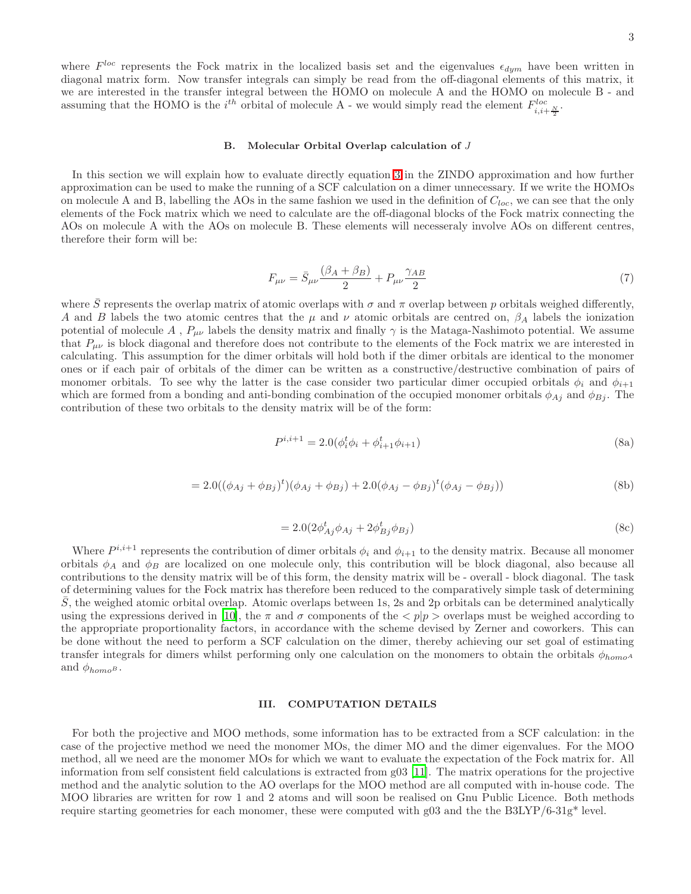where $F^{loc}$ represents the Fock matrix in the localized basis set and the eigenvalues $\epsilon_{dym}$ have been written in diagonal matrix form. Now transfer integrals can simply be read from the off-diagonal elements of this matrix, it we are interested in the transfer integral between the HOMO on molecule A and the HOMO on molecule B - and assuming that the HOMO is the $i^{th}$ orbital of molecule A - we would simply read the element $F^{loc}_{i,i+\frac{N}{2}}$.

### B. Molecular Orbital Overlap calculation of $J$

In this section we will explain how to evaluate directly equation 3 in the ZINDO approximation and how further approximation can be used to make the running of a SCF calculation on a dimer unnecessary. If we write the HOMOs on molecule A and B, labelling the AOs in the same fashion we used in the definition of $C_{loc}$, we can see that the only elements of the Fock matrix which we need to calculate are the off-diagonal blocks of the Fock matrix connecting the AOs on molecule A with the AOs on molecule B. These elements will necesseraly involve AOs on different centres, therefore their form will be:

$$F_{\mu\nu} = \bar{S}_{\mu\nu}\frac{(\beta_A + \beta_B)}{2} + P_{\mu\nu}\frac{\gamma_{AB}}{2} \tag{7}$$

where $\bar{S}$ represents the overlap matrix of atomic overlaps with $\sigma$ and $\pi$ overlap between $p$ orbitals weighed differently, $A$ and $B$ labels the two atomic centres that the $\mu$ and $\nu$ atomic orbitals are centred on, $\beta_A$ labels the ionization potential of molecule $A$ , $P_{\mu\nu}$ labels the density matrix and finally $\gamma$ is the Mataga-Nashimoto potential. We assume that $P_{\mu\nu}$ is block diagonal and therefore does not contribute to the elements of the Fock matrix we are interested in calculating. This assumption for the dimer orbitals will hold both if the dimer orbitals are identical to the monomer ones or if each pair of orbitals of the dimer can be written as a constructive/destructive combination of pairs of monomer orbitals. To see why the latter is the case consider two particular dimer occupied orbitals $\phi_i$ and $\phi_{i+1}$ which are formed from a bonding and anti-bonding combination of the occupied monomer orbitals $\phi_{Aj}$ and $\phi_{Bj}$. The contribution of these two orbitals to the density matrix will be of the form:

$$P^{i,i+1} = 2.0(\phi_i^t\phi_i + \phi_{i+1}^t\phi_{i+1}) \tag{8a}$$

$$= 2.0((\phi_{Aj} + \phi_{Bj})^t)(\phi_{Aj} + \phi_{Bj}) + 2.0(\phi_{Aj} - \phi_{Bj})^t(\phi_{Aj} - \phi_{Bj})) \tag{8b}$$

$$= 2.0(2\phi_{Aj}^t\phi_{Aj} + 2\phi_{Bj}^t\phi_{Bj}) \tag{8c}$$

Where $P^{i,i+1}$ represents the contribution of dimer orbitals $\phi_i$ and $\phi_{i+1}$ to the density matrix. Because all monomer orbitals $\phi_A$ and $\phi_B$ are localized on one molecule only, this contribution will be block diagonal, also because all contributions to the density matrix will be of this form, the density matrix will be - overall - block diagonal. The task of determining values for the Fock matrix has therefore been reduced to the comparatively simple task of determining $\bar{S}$, the weighed atomic orbital overlap. Atomic overlaps between 1s, 2s and 2p orbitals can be determined analytically using the expressions derived in [10], the $\pi$ and $\sigma$ components of the $< p|p >$ overlaps must be weighed according to the appropriate proportionality factors, in accordance with the scheme devised by Zerner and coworkers. This can be done without the need to perform a SCF calculation on the dimer, thereby achieving our set goal of estimating transfer integrals for dimers whilst performing only one calculation on the monomers to obtain the orbitals $\phi_{homo^A}$ and $\phi_{homo^B}$.

## III. COMPUTATION DETAILS

For both the projective and MOO methods, some information has to be extracted from a SCF calculation: in the case of the projective method we need the monomer MOs, the dimer MO and the dimer eigenvalues. For the MOO method, all we need are the monomer MOs for which we want to evaluate the expectation of the Fock matrix for. All information from self consistent field calculations is extracted from g03 [11]. The matrix operations for the projective method and the analytic solution to the AO overlaps for the MOO method are all computed with in-house code. The MOO libraries are written for row 1 and 2 atoms and will soon be realised on Gnu Public Licence. Both methods require starting geometries for each monomer, these were computed with g03 and the the B3LYP/6-31g* level.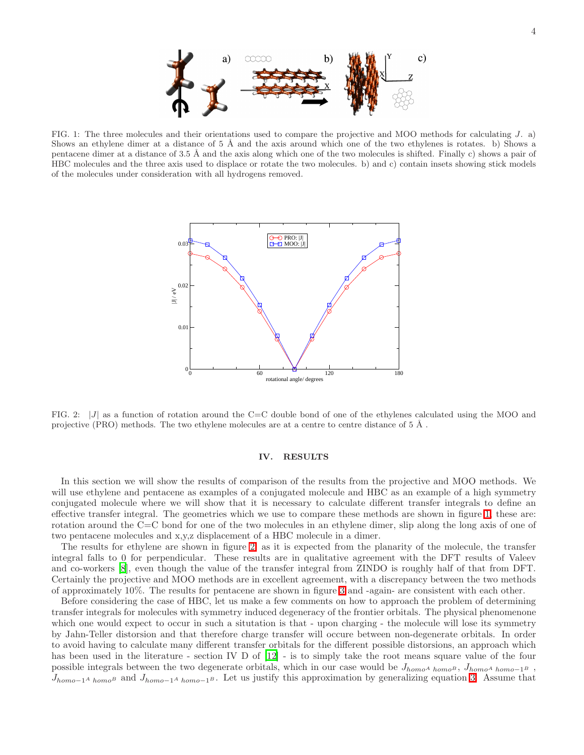FIG. 1: The three molecules and their orientations used to compare the projective and MOO methods for calculating $J$. a) Shows an ethylene dimer at a distance of 5 Å and the axis around which one of the two ethylenes is rotates. b) Shows a pentacene dimer at a distance of 3.5 Å and the axis along which one of the two molecules is shifted. Finally c) shows a pair of HBC molecules and the three axis used to displace or rotate the two molecules. b) and c) contain insets showing stick models of the molecules under consideration with all hydrogens removed.

FIG. 2: $|J|$ as a function of rotation around the C=C double bond of one of the ethylenes calculated using the MOO and projective (PRO) methods. The two ethylene molecules are at a centre to centre distance of 5 Å .

## IV. RESULTS

In this section we will show the results of comparison of the results from the projective and MOO methods. We will use ethylene and pentacene as examples of a conjugated molecule and HBC as an example of a high symmetry conjugated molecule where we will show that it is necessary to calculate different transfer integrals to define an effective transfer integral. The geometries which we use to compare these methods are shown in figure 1, these are: rotation around the C=C bond for one of the two molecules in an ethylene dimer, slip along the long axis of one of two pentacene molecules and x,y,z displacement of a HBC molecule in a dimer.

The results for ethylene are shown in figure 2, as it is expected from the planarity of the molecule, the transfer integral falls to 0 for perpendicular. These results are in qualitative agreement with the DFT results of Valeev and co-workers [8], even though the value of the transfer integral from ZINDO is roughly half of that from DFT. Certainly the projective and MOO methods are in excellent agreement, with a discrepancy between the two methods of approximately 10%. The results for pentacene are shown in figure 3 and -again- are consistent with each other.

Before considering the case of HBC, let us make a few comments on how to approach the problem of determining transfer integrals for molecules with symmetry induced degeneracy of the frontier orbitals. The physical phenomenone which one would expect to occur in such a situtation is that - upon charging - the molecule will lose its symmetry by Jahn-Teller distortion and that therefore charge transfer will occure between non-degenerate orbitals. In order to avoid having to calculate many different transfer orbitals for the different possible distorsions, an approach which has been used in the literature - section IV D of [12] - is to simply take the root means square value of the four possible integrals between the two degenerate orbitals, which in our case would be $J_{homo^A\ homo^B}$, $J_{homo^A\ homo-1^B}$ , $J_{homo-1^A\ homo^B}$ and $J_{homo-1^A\ homo-1^B}$. Let us justify this approximation by generalizing equation 3. Assume that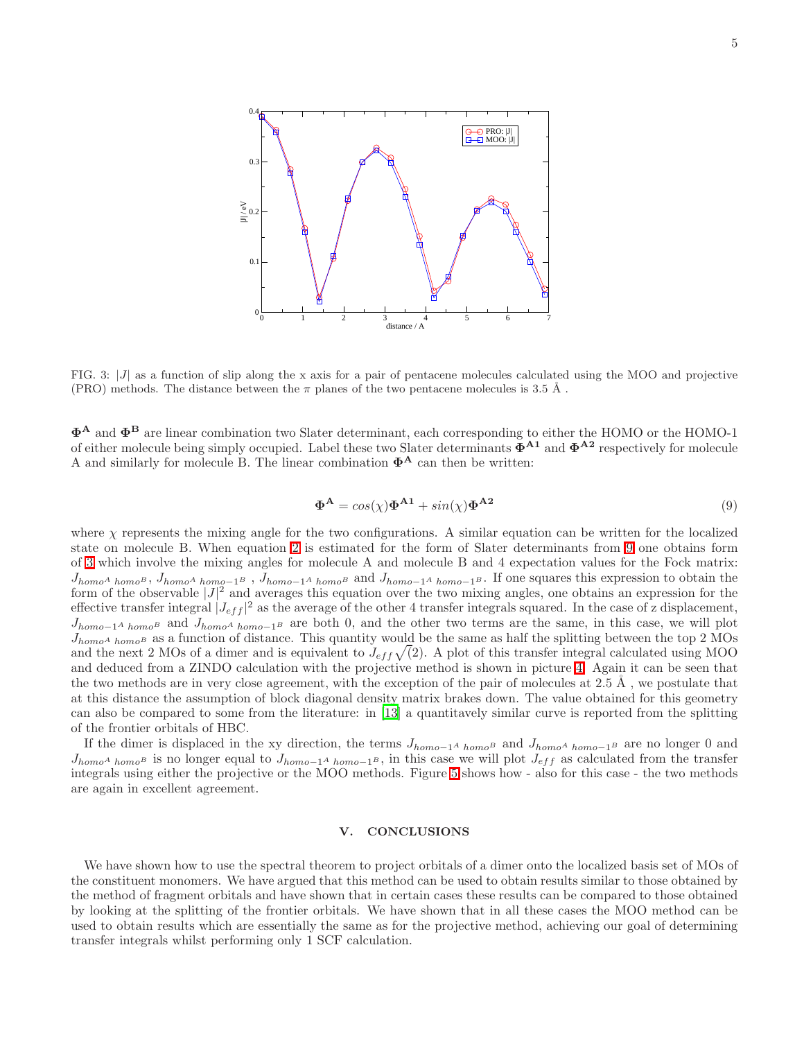FIG. 3: $|J|$ as a function of slip along the x axis for a pair of pentacene molecules calculated using the MOO and projective (PRO) methods. The distance between the $\pi$ planes of the two pentacene molecules is 3.5 Å .

$\mathbf{\Phi^A}$ and $\mathbf{\Phi^B}$ are linear combination two Slater determinant, each corresponding to either the HOMO or the HOMO-1 of either molecule being simply occupied. Label these two Slater determinants $\mathbf{\Phi^{A1}}$ and $\mathbf{\Phi^{A2}}$ respectively for molecule A and similarly for molecule B. The linear combination $\mathbf{\Phi^A}$ can then be written:

$$\mathbf{\Phi^A} = cos(\chi)\mathbf{\Phi^{A1}} + sin(\chi)\mathbf{\Phi^{A2}} \tag{9}$$

where $\chi$ represents the mixing angle for the two configurations. A similar equation can be written for the localized state on molecule B. When equation 2 is estimated for the form of Slater determinants from 9 one obtains form of 3 which involve the mixing angles for molecule A and molecule B and 4 expectation values for the Fock matrix: $J_{homo^A\ homo^B}$, $J_{homo^A\ homo-1^B}$ , $J_{homo-1^A\ homo^B}$ and $J_{homo-1^A\ homo-1^B}$. If one squares this expression to obtain the form of the observable $|J|^2$ and averages this equation over the two mixing angles, one obtains an expression for the effective transfer integral $|J_{eff}|^2$ as the average of the other 4 transfer integrals squared. In the case of z displacement, $J_{homo-1^A\ homo^B}$ and $J_{homo^A\ homo-1^B}$ are both 0, and the other two terms are the same, in this case, we will plot $J_{homo^A\ homo^B}$ as a function of distance. This quantity would be the same as half the splitting between the top 2 MOs and the next 2 MOs of a dimer and is equivalent to $J_{eff}\sqrt(2)$. A plot of this transfer integral calculated using MOO and deduced from a ZINDO calculation with the projective method is shown in picture 4. Again it can be seen that the two methods are in very close agreement, with the exception of the pair of molecules at 2.5 Å , we postulate that at this distance the assumption of block diagonal density matrix brakes down. The value obtained for this geometry can also be compared to some from the literature: in [13] a quantitavely similar curve is reported from the splitting of the frontier orbitals of HBC.

If the dimer is displaced in the xy direction, the terms $J_{homo-1^A\ homo^B}$ and $J_{homo^A\ homo-1^B}$ are no longer 0 and $J_{homo^A\ homo^B}$ is no longer equal to $J_{homo-1^A\ homo-1^B}$, in this case we will plot $J_{eff}$ as calculated from the transfer integrals using either the projective or the MOO methods. Figure 5 shows how - also for this case - the two methods are again in excellent agreement.

## V. CONCLUSIONS

We have shown how to use the spectral theorem to project orbitals of a dimer onto the localized basis set of MOs of the constituent monomers. We have argued that this method can be used to obtain results similar to those obtained by the method of fragment orbitals and have shown that in certain cases these results can be compared to those obtained by looking at the splitting of the frontier orbitals. We have shown that in all these cases the MOO method can be used to obtain results which are essentially the same as for the projective method, achieving our goal of determining transfer integrals whilst performing only 1 SCF calculation.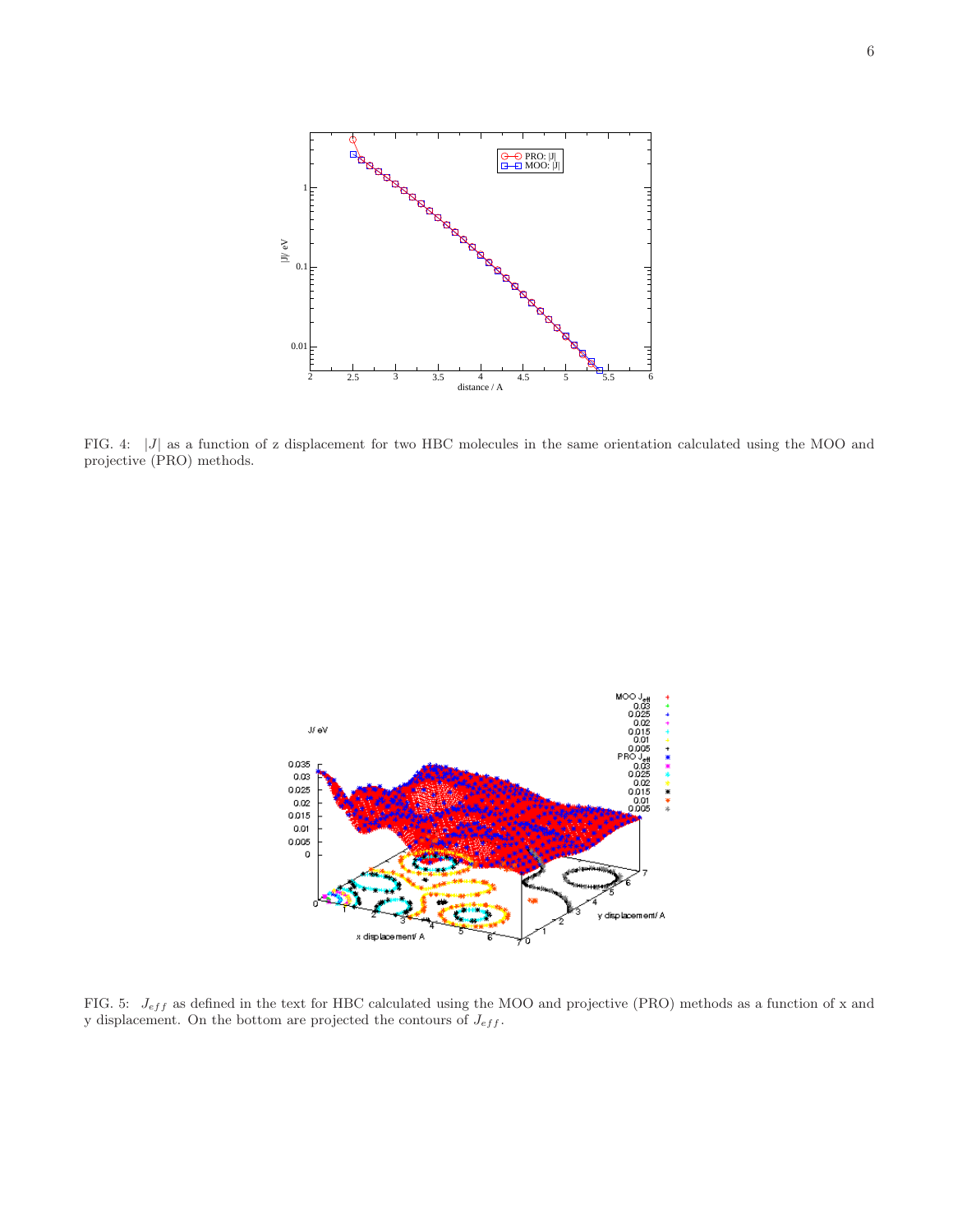FIG. 4: $|J|$ as a function of z displacement for two HBC molecules in the same orientation calculated using the MOO and projective (PRO) methods.

FIG. 5: $J_{eff}$ as defined in the text for HBC calculated using the MOO and projective (PRO) methods as a function of x and y displacement. On the bottom are projected the contours of $J_{eff}$.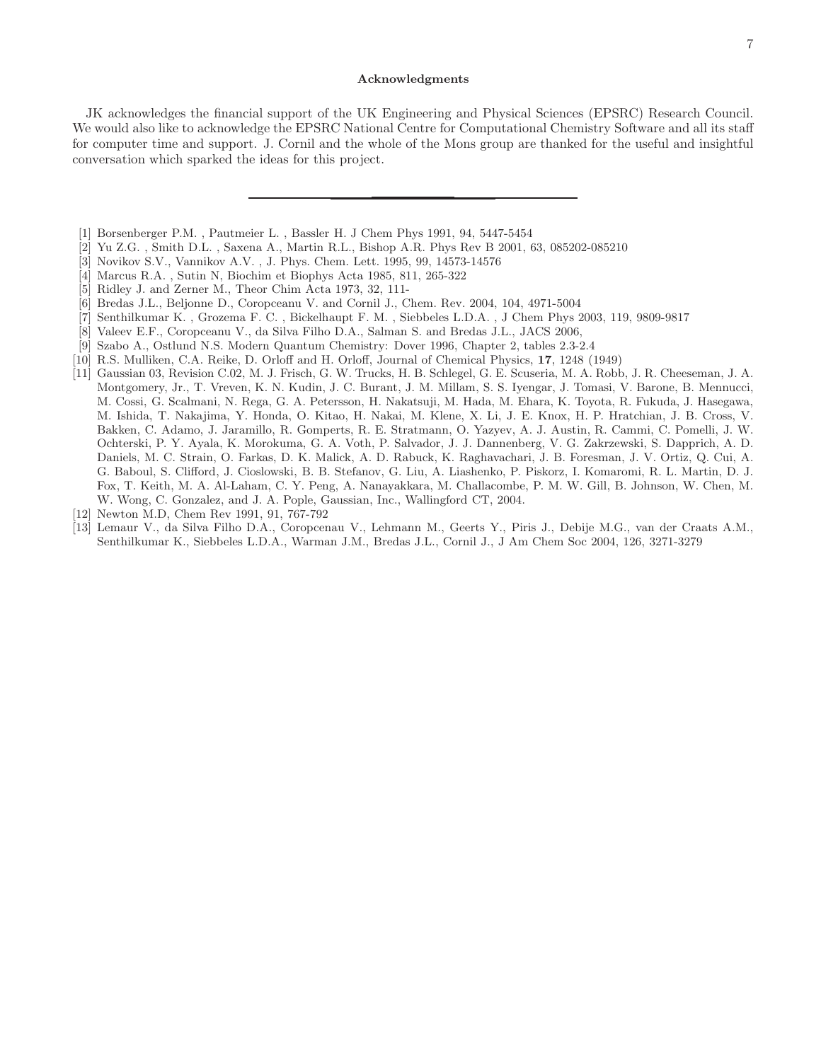## Acknowledgments

JK acknowledges the financial support of the UK Engineering and Physical Sciences (EPSRC) Research Council. We would also like to acknowledge the EPSRC National Centre for Computational Chemistry Software and all its staff for computer time and support. J. Cornil and the whole of the Mons group are thanked for the useful and insightful conversation which sparked the ideas for this project.

---

[1] Borsenberger P.M. , Pautmeier L. , Bassler H. J Chem Phys 1991, 94, 5447-5454

[2] Yu Z.G. , Smith D.L. , Saxena A., Martin R.L., Bishop A.R. Phys Rev B 2001, 63, 085202-085210

[3] Novikov S.V., Vannikov A.V. , J. Phys. Chem. Lett. 1995, 99, 14573-14576

[4] Marcus R.A. , Sutin N, Biochim et Biophys Acta 1985, 811, 265-322

[5] Ridley J. and Zerner M., Theor Chim Acta 1973, 32, 111-

[6] Bredas J.L., Beljonne D., Coropceanu V. and Cornil J., Chem. Rev. 2004, 104, 4971-5004

[7] Senthilkumar K. , Grozema F. C. , Bickelhaupt F. M. , Siebbeles L.D.A. , J Chem Phys 2003, 119, 9809-9817

[8] Valeev E.F., Coropceanu V., da Silva Filho D.A., Salman S. and Bredas J.L., JACS 2006,

[9] Szabo A., Ostlund N.S. Modern Quantum Chemistry: Dover 1996, Chapter 2, tables 2.3-2.4

[10] R.S. Mulliken, C.A. Reike, D. Orloff and H. Orloff, Journal of Chemical Physics, **17**, 1248 (1949)

[11] Gaussian 03, Revision C.02, M. J. Frisch, G. W. Trucks, H. B. Schlegel, G. E. Scuseria, M. A. Robb, J. R. Cheeseman, J. A. Montgomery, Jr., T. Vreven, K. N. Kudin, J. C. Burant, J. M. Millam, S. S. Iyengar, J. Tomasi, V. Barone, B. Mennucci, M. Cossi, G. Scalmani, N. Rega, G. A. Petersson, H. Nakatsuji, M. Hada, M. Ehara, K. Toyota, R. Fukuda, J. Hasegawa, M. Ishida, T. Nakajima, Y. Honda, O. Kitao, H. Nakai, M. Klene, X. Li, J. E. Knox, H. P. Hratchian, J. B. Cross, V. Bakken, C. Adamo, J. Jaramillo, R. Gomperts, R. E. Stratmann, O. Yazyev, A. J. Austin, R. Cammi, C. Pomelli, J. W. Ochterski, P. Y. Ayala, K. Morokuma, G. A. Voth, P. Salvador, J. J. Dannenberg, V. G. Zakrzewski, S. Dapprich, A. D. Daniels, M. C. Strain, O. Farkas, D. K. Malick, A. D. Rabuck, K. Raghavachari, J. B. Foresman, J. V. Ortiz, Q. Cui, A. G. Baboul, S. Clifford, J. Cioslowski, B. B. Stefanov, G. Liu, A. Liashenko, P. Piskorz, I. Komaromi, R. L. Martin, D. J. Fox, T. Keith, M. A. Al-Laham, C. Y. Peng, A. Nanayakkara, M. Challacombe, P. M. W. Gill, B. Johnson, W. Chen, M. W. Wong, C. Gonzalez, and J. A. Pople, Gaussian, Inc., Wallingford CT, 2004.

[12] Newton M.D, Chem Rev 1991, 91, 767-792

[13] Lemaur V., da Silva Filho D.A., Coropcenau V., Lehmann M., Geerts Y., Piris J., Debije M.G., van der Craats A.M., Senthilkumar K., Siebbeles L.D.A., Warman J.M., Bredas J.L., Cornil J., J Am Chem Soc 2004, 126, 3271-3279